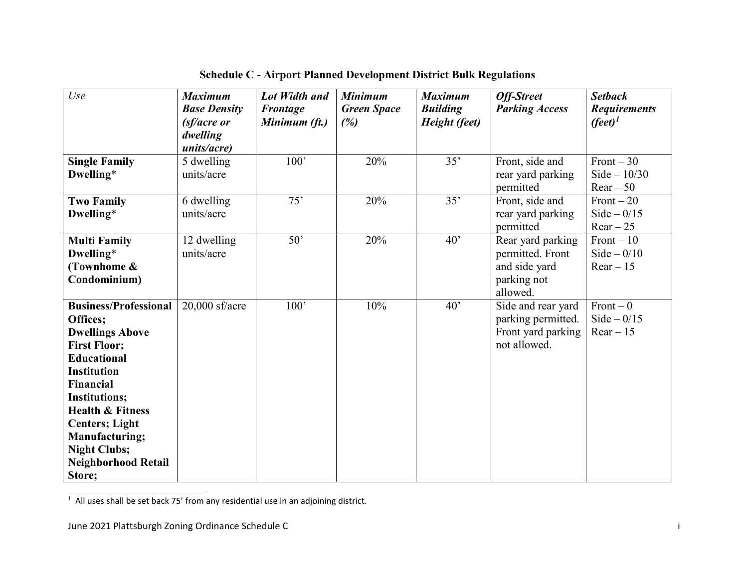## Schedule C - Airport Planned Development District Bulk Regulations

| *Use* | ***Maximum Base Density (sf/acre or dwelling units/acre)*** | ***Lot Width and Frontage Minimum (ft.)*** | ***Minimum Green Space (%)*** | ***Maximum Building Height (feet)*** | ***Off-Street Parking Access*** | ***Setback Requirements (feet)***[1] |
|---|---|---|---|---|---|---|
| **Single Family Dwelling*** | 5 dwelling units/acre | 100’ | 20% | 35’ | Front, side and rear yard parking permitted | Front – 30<br>Side – 10/30<br>Rear – 50 |
| **Two Family Dwelling*** | 6 dwelling units/acre | 75’ | 20% | 35’ | Front, side and rear yard parking permitted | Front – 20<br>Side – 0/15<br>Rear – 25 |
| **Multi Family Dwelling* (Townhome & Condominium)** | 12 dwelling units/acre | 50’ | 20% | 40’ | Rear yard parking permitted. Front and side yard parking not allowed. | Front – 10<br>Side – 0/10<br>Rear – 15 |
| **Business/Professional Offices; Dwellings Above First Floor; Educational Institution Financial Institutions; Health & Fitness Centers; Light Manufacturing; Night Clubs; Neighborhood Retail Store;** | 20,000 sf/acre | 100’ | 10% | 40’ | Side and rear yard parking permitted. Front yard parking not allowed. | Front – 0<br>Side – 0/15<br>Rear – 15 |

[1] All uses shall be set back 75’ from any residential use in an adjoining district.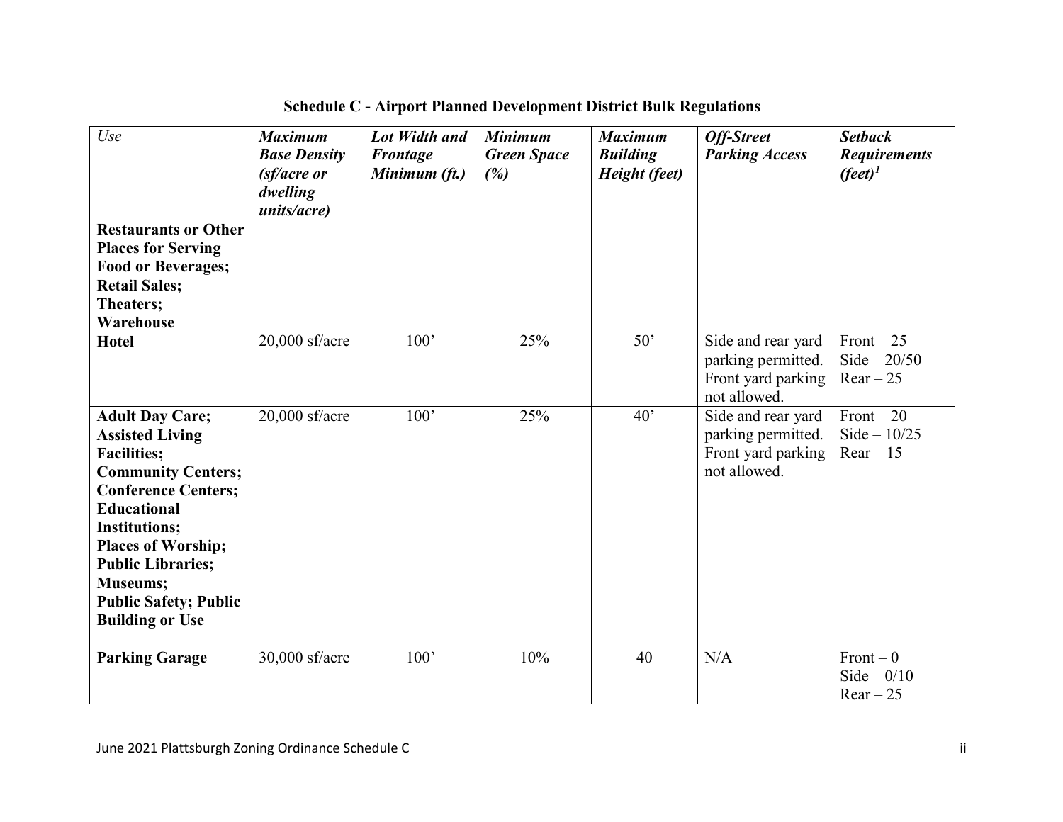**Schedule C - Airport Planned Development District Bulk Regulations**

| *Use* | ***Maximum Base Density (sf/acre or dwelling units/acre)*** | ***Lot Width and Frontage Minimum (ft.)*** | ***Minimum Green Space (%)*** | ***Maximum Building Height (feet)*** | ***Off-Street Parking Access*** | ***Setback Requirements (feet)***[1] |
|---|---|---|---|---|---|---|
| **Restaurants or Other Places for Serving Food or Beverages; Retail Sales; Theaters; Warehouse** | | | | | | |
| **Hotel** | 20,000 sf/acre | 100' | 25% | 50' | Side and rear yard parking permitted. Front yard parking not allowed. | Front – 25<br>Side – 20/50<br>Rear – 25 |
| **Adult Day Care; Assisted Living Facilities; Community Centers; Conference Centers; Educational Institutions; Places of Worship; Public Libraries; Museums; Public Safety; Public Building or Use** | 20,000 sf/acre | 100' | 25% | 40' | Side and rear yard parking permitted. Front yard parking not allowed. | Front – 20<br>Side – 10/25<br>Rear – 15 |
| **Parking Garage** | 30,000 sf/acre | 100' | 10% | 40 | N/A | Front – 0<br>Side – 0/10<br>Rear – 25 |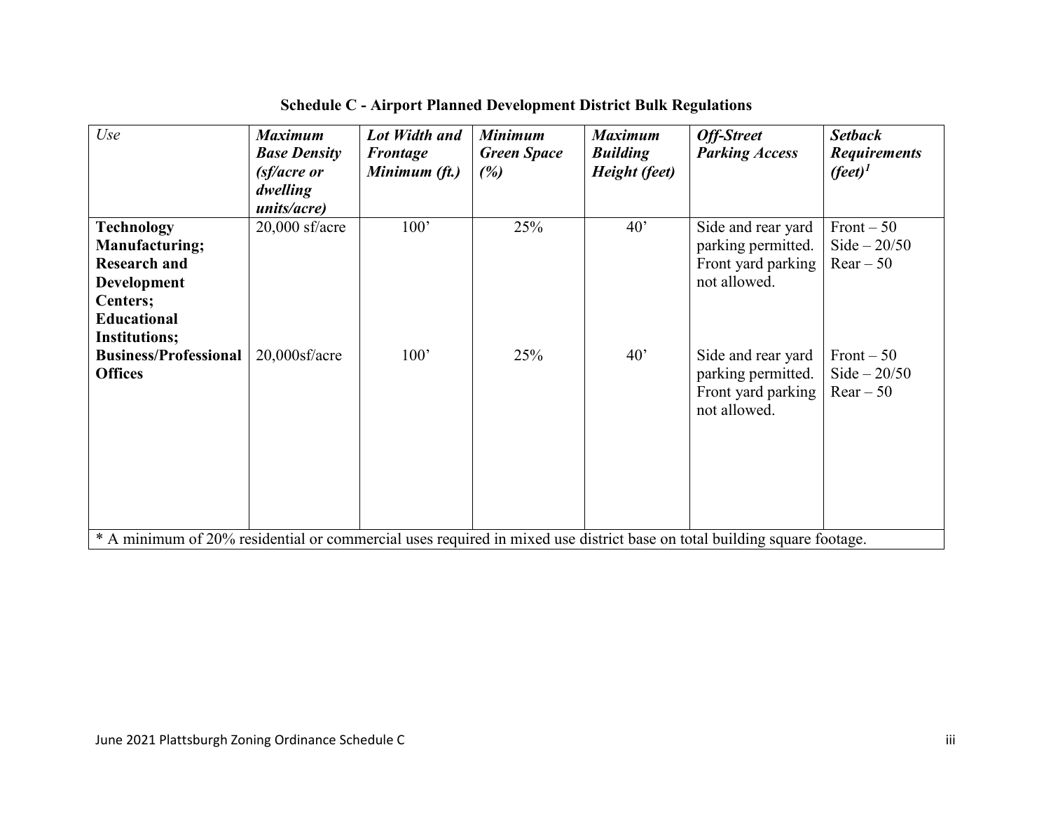**Schedule C - Airport Planned Development District Bulk Regulations**

| *Use* | ***Maximum Base Density (sf/acre or dwelling units/acre)*** | ***Lot Width and Frontage Minimum (ft.)*** | ***Minimum Green Space (%)*** | ***Maximum Building Height (feet)*** | ***Off-Street Parking Access*** | ***Setback Requirements (feet)***[1] |
|---|---|---|---|---|---|---|
| **Technology Manufacturing; Research and Development Centers; Educational Institutions;** | 20,000 sf/acre | 100’ | 25% | 40’ | Side and rear yard parking permitted. Front yard parking not allowed. | Front – 50<br>Side – 20/50<br>Rear – 50 |
| **Business/Professional Offices** | 20,000sf/acre | 100’ | 25% | 40’ | Side and rear yard parking permitted. Front yard parking not allowed. | Front – 50<br>Side – 20/50<br>Rear – 50 |
| * A minimum of 20% residential or commercial uses required in mixed use district base on total building square footage. | | | | | | |